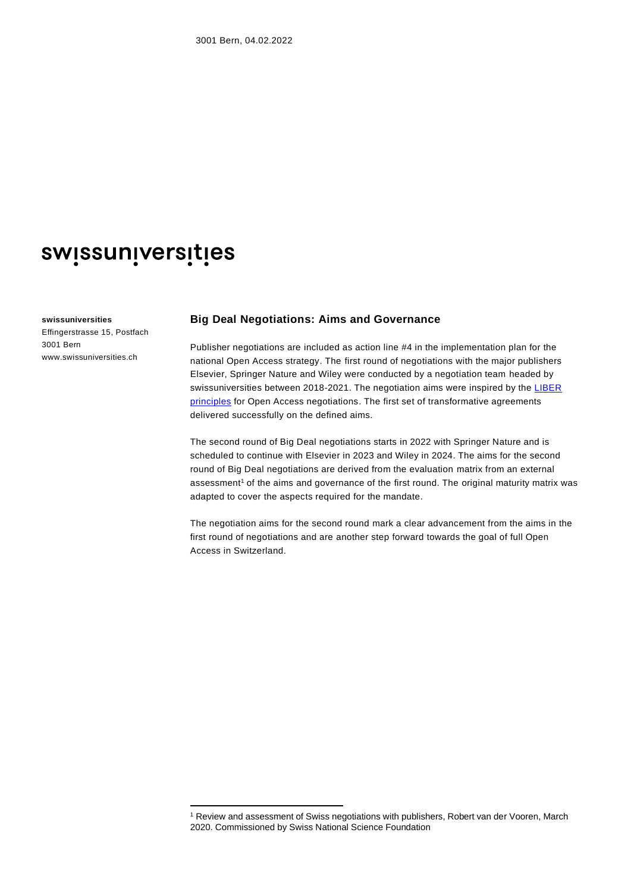3001 Bern, 04.02.2022

swissuniversities

**swissuniversities**
Effingerstrasse 15, Postfach
3001 Bern
www.swissuniversities.ch

## Big Deal Negotiations: Aims and Governance

Publisher negotiations are included as action line #4 in the implementation plan for the national Open Access strategy. The first round of negotiations with the major publishers Elsevier, Springer Nature and Wiley were conducted by a negotiation team headed by swissuniversities between 2018-2021. The negotiation aims were inspired by the [LIBER principles](LIBER principles) for Open Access negotiations. The first set of transformative agreements delivered successfully on the defined aims.

The second round of Big Deal negotiations starts in 2022 with Springer Nature and is scheduled to continue with Elsevier in 2023 and Wiley in 2024. The aims for the second round of Big Deal negotiations are derived from the evaluation matrix from an external assessment[1] of the aims and governance of the first round. The original maturity matrix was adapted to cover the aspects required for the mandate.

The negotiation aims for the second round mark a clear advancement from the aims in the first round of negotiations and are another step forward towards the goal of full Open Access in Switzerland.

[1] Review and assessment of Swiss negotiations with publishers, Robert van der Vooren, March 2020. Commissioned by Swiss National Science Foundation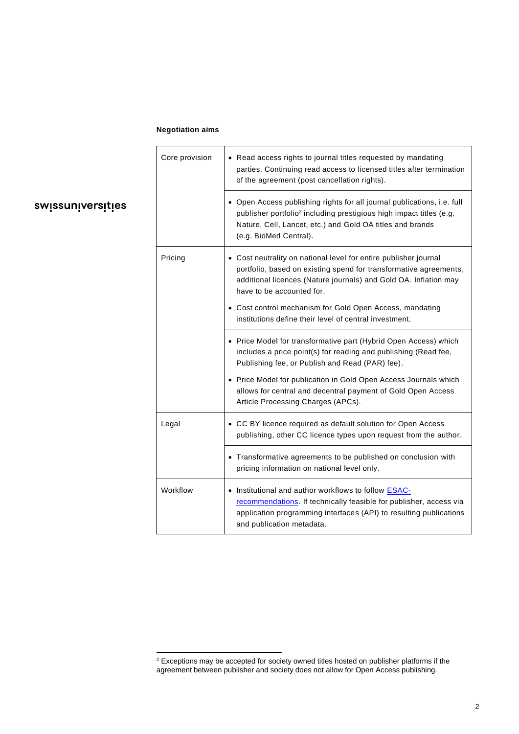**Negotiation aims**

| | |
|---|---|
| Core provision | • Read access rights to journal titles requested by mandating parties. Continuing read access to licensed titles after termination of the agreement (post cancellation rights). |
| | • Open Access publishing rights for all journal publications, i.e. full publisher portfolio[2] including prestigious high impact titles (e.g. Nature, Cell, Lancet, etc.) and Gold OA titles and brands (e.g. BioMed Central). |
| Pricing | • Cost neutrality on national level for entire publisher journal portfolio, based on existing spend for transformative agreements, additional licences (Nature journals) and Gold OA. Inflation may have to be accounted for.<br>• Cost control mechanism for Gold Open Access, mandating institutions define their level of central investment. |
| | • Price Model for transformative part (Hybrid Open Access) which includes a price point(s) for reading and publishing (Read fee, Publishing fee, or Publish and Read (PAR) fee).<br>• Price Model for publication in Gold Open Access Journals which allows for central and decentral payment of Gold Open Access Article Processing Charges (APCs). |
| Legal | • CC BY licence required as default solution for Open Access publishing, other CC licence types upon request from the author. |
| | • Transformative agreements to be published on conclusion with pricing information on national level only. |
| Workflow | • Institutional and author workflows to follow ESAC-recommendations. If technically feasible for publisher, access via application programming interfaces (API) to resulting publications and publication metadata. |

[2] Exceptions may be accepted for society owned titles hosted on publisher platforms if the agreement between publisher and society does not allow for Open Access publishing.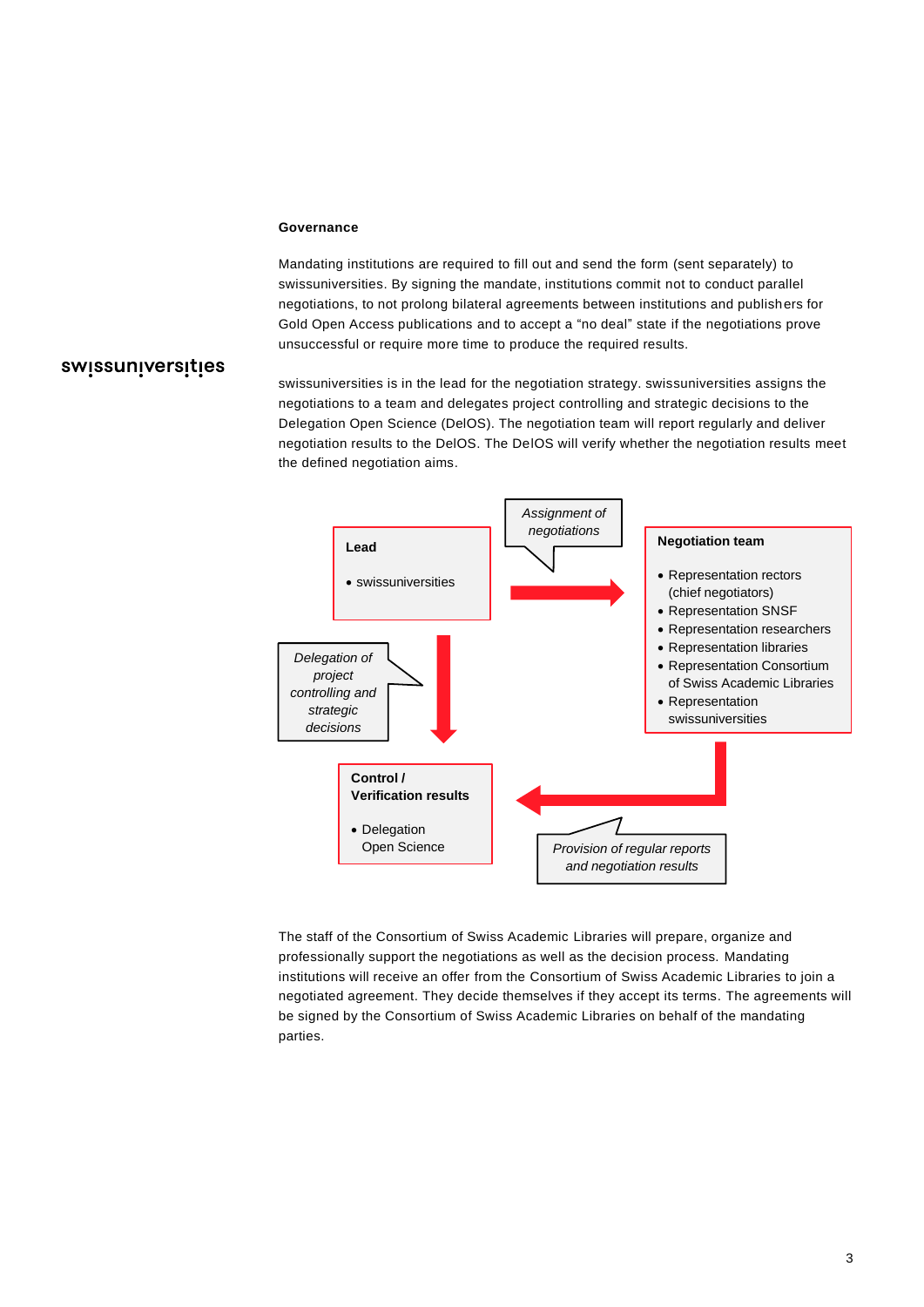**Governance**

Mandating institutions are required to fill out and send the form (sent separately) to swissuniversities. By signing the mandate, institutions commit not to conduct parallel negotiations, to not prolong bilateral agreements between institutions and publishers for Gold Open Access publications and to accept a "no deal" state if the negotiations prove unsuccessful or require more time to produce the required results.

swissuniversities is in the lead for the negotiation strategy. swissuniversities assigns the negotiations to a team and delegates project controlling and strategic decisions to the Delegation Open Science (DelOS). The negotiation team will report regularly and deliver negotiation results to the DelOS. The DelOS will verify whether the negotiation results meet the defined negotiation aims.

**Lead**

- swissuniversities

*Assignment of negotiations*

**Negotiation team**

- Representation rectors (chief negotiators)
- Representation SNSF
- Representation researchers
- Representation libraries
- Representation Consortium of Swiss Academic Libraries
- Representation swissuniversities

*Delegation of project controlling and strategic decisions*

**Control / Verification results**

- Delegation Open Science

*Provision of regular reports and negotiation results*

The staff of the Consortium of Swiss Academic Libraries will prepare, organize and professionally support the negotiations as well as the decision process. Mandating institutions will receive an offer from the Consortium of Swiss Academic Libraries to join a negotiated agreement. They decide themselves if they accept its terms. The agreements will be signed by the Consortium of Swiss Academic Libraries on behalf of the mandating parties.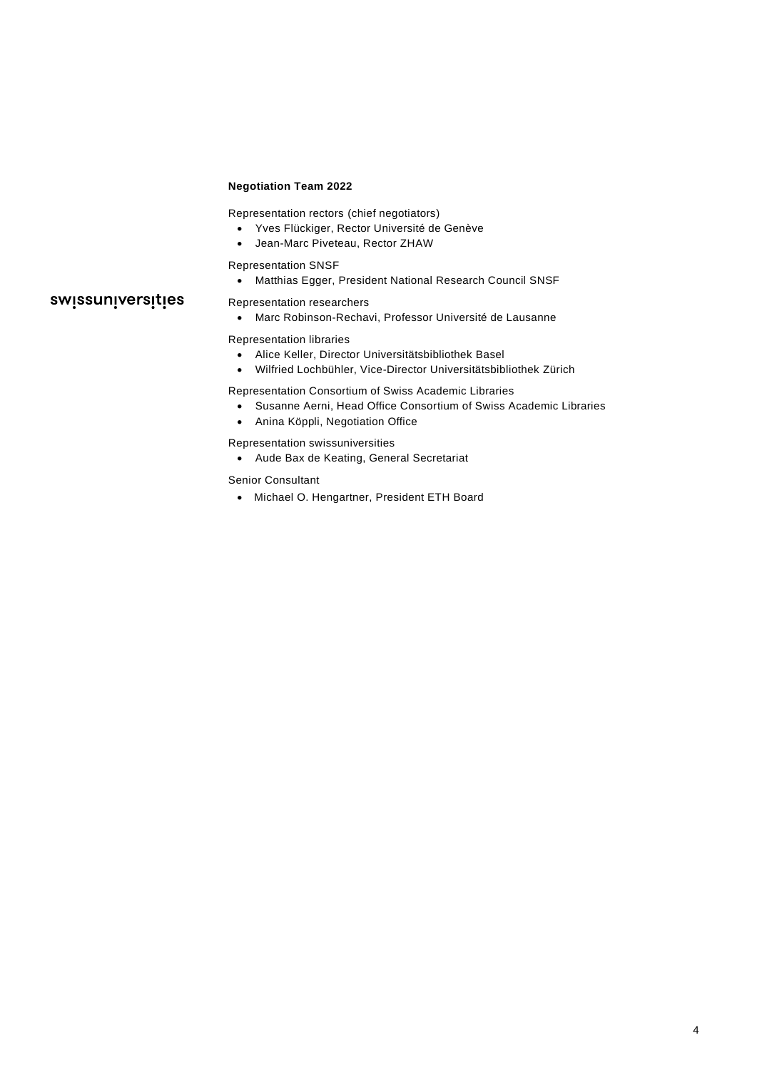swissuniversities

**Negotiation Team 2022**

Representation rectors (chief negotiators)

- Yves Flückiger, Rector Université de Genève
- Jean-Marc Piveteau, Rector ZHAW

Representation SNSF

- Matthias Egger, President National Research Council SNSF

Representation researchers

- Marc Robinson-Rechavi, Professor Université de Lausanne

Representation libraries

- Alice Keller, Director Universitätsbibliothek Basel
- Wilfried Lochbühler, Vice-Director Universitätsbibliothek Zürich

Representation Consortium of Swiss Academic Libraries

- Susanne Aerni, Head Office Consortium of Swiss Academic Libraries
- Anina Köppli, Negotiation Office

Representation swissuniversities

- Aude Bax de Keating, General Secretariat

Senior Consultant

- Michael O. Hengartner, President ETH Board